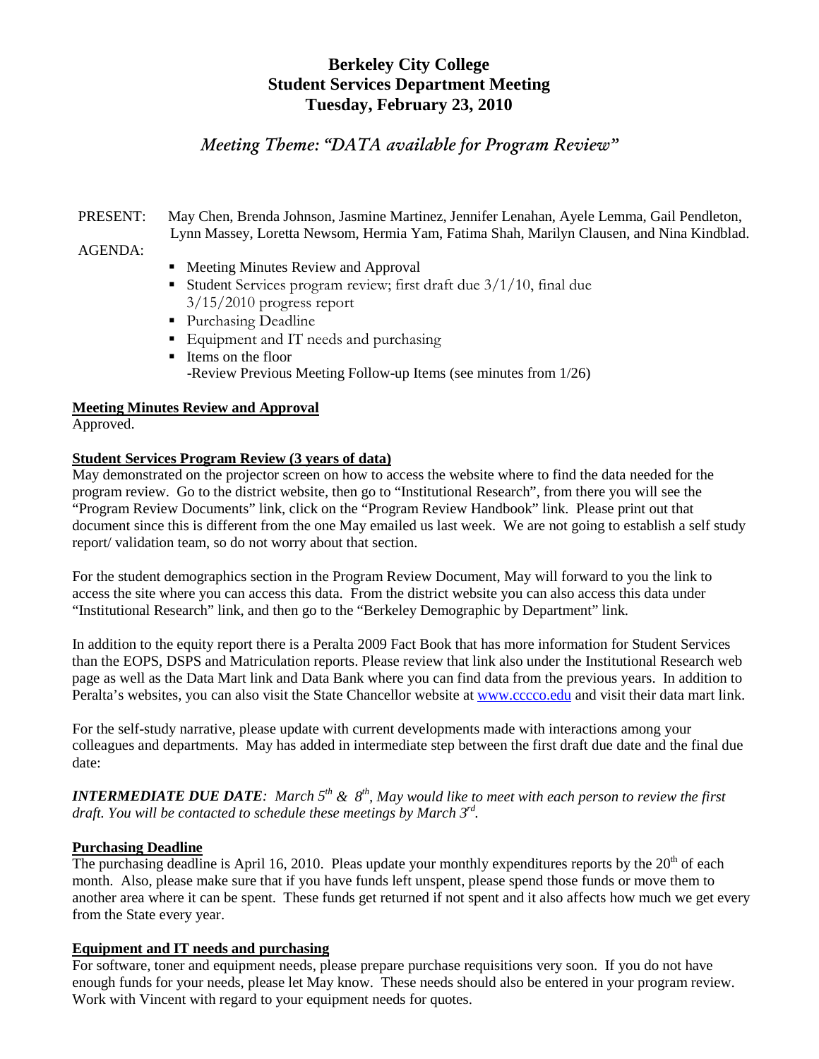# Berkeley City College
# Student Services Department Meeting
# Tuesday, February 23, 2010

## *Meeting Theme: "DATA available for Program Review"*

PRESENT: May Chen, Brenda Johnson, Jasmine Martinez, Jennifer Lenahan, Ayele Lemma, Gail Pendleton, Lynn Massey, Loretta Newsom, Hermia Yam, Fatima Shah, Marilyn Clausen, and Nina Kindblad.

AGENDA:

- Meeting Minutes Review and Approval
- Student Services program review; first draft due 3/1/10, final due 3/15/2010 progress report
- Purchasing Deadline
- Equipment and IT needs and purchasing
- Items on the floor
  -Review Previous Meeting Follow-up Items (see minutes from 1/26)

**Meeting Minutes Review and Approval**

Approved.

**Student Services Program Review (3 years of data)**

May demonstrated on the projector screen on how to access the website where to find the data needed for the program review. Go to the district website, then go to "Institutional Research", from there you will see the "Program Review Documents" link, click on the "Program Review Handbook" link. Please print out that document since this is different from the one May emailed us last week. We are not going to establish a self study report/ validation team, so do not worry about that section.

For the student demographics section in the Program Review Document, May will forward to you the link to access the site where you can access this data. From the district website you can also access this data under "Institutional Research" link, and then go to the "Berkeley Demographic by Department" link.

In addition to the equity report there is a Peralta 2009 Fact Book that has more information for Student Services than the EOPS, DSPS and Matriculation reports. Please review that link also under the Institutional Research web page as well as the Data Mart link and Data Bank where you can find data from the previous years. In addition to Peralta's websites, you can also visit the State Chancellor website at www.cccco.edu and visit their data mart link.

For the self-study narrative, please update with current developments made with interactions among your colleagues and departments. May has added in intermediate step between the first draft due date and the final due date:

***INTERMEDIATE DUE DATE**: March 5th & 8th, May would like to meet with each person to review the first draft. You will be contacted to schedule these meetings by March 3rd.*

**Purchasing Deadline**

The purchasing deadline is April 16, 2010. Pleas update your monthly expenditures reports by the 20th of each month. Also, please make sure that if you have funds left unspent, please spend those funds or move them to another area where it can be spent. These funds get returned if not spent and it also affects how much we get every from the State every year.

**Equipment and IT needs and purchasing**

For software, toner and equipment needs, please prepare purchase requisitions very soon. If you do not have enough funds for your needs, please let May know. These needs should also be entered in your program review. Work with Vincent with regard to your equipment needs for quotes.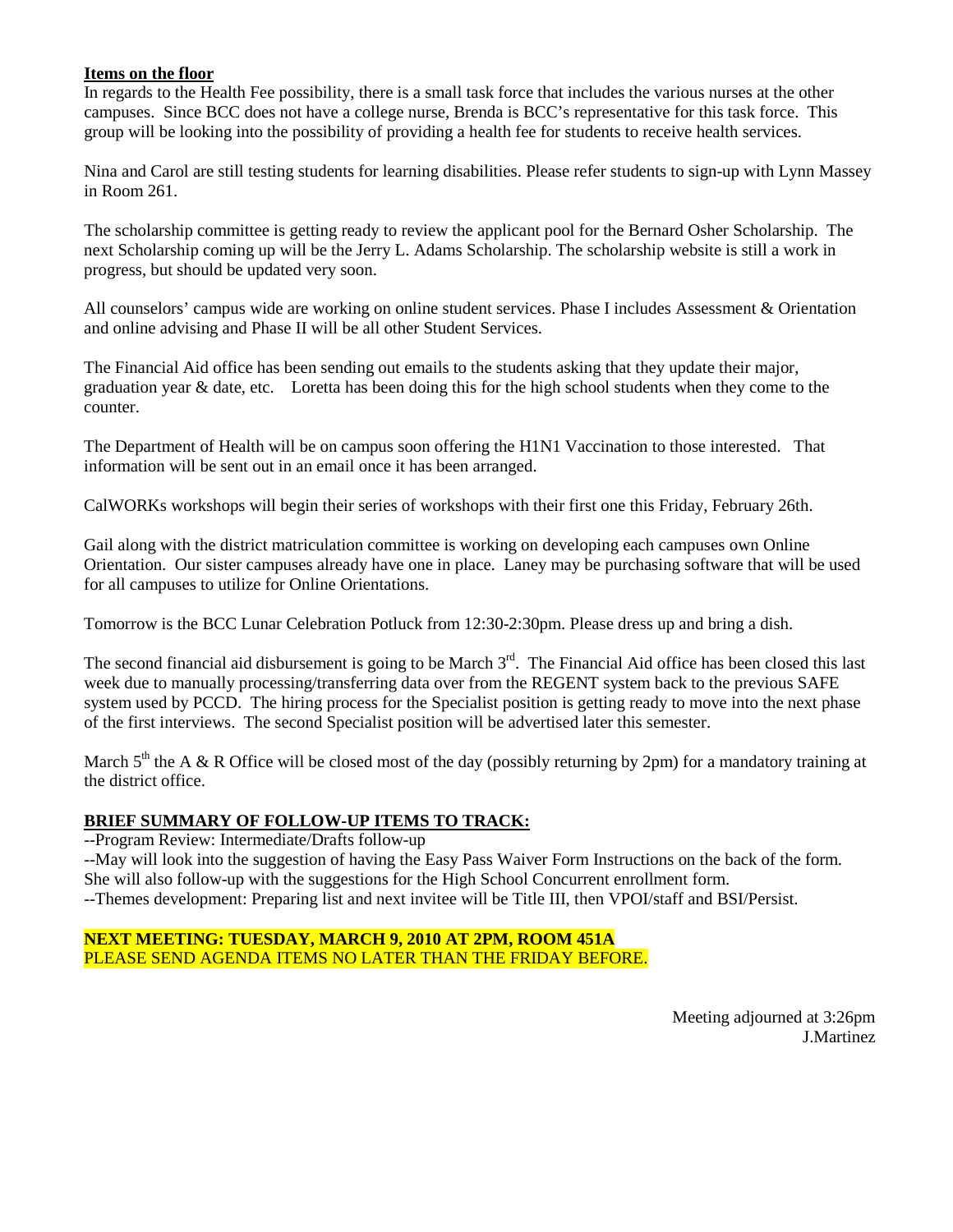**Items on the floor**

In regards to the Health Fee possibility, there is a small task force that includes the various nurses at the other campuses. Since BCC does not have a college nurse, Brenda is BCC's representative for this task force. This group will be looking into the possibility of providing a health fee for students to receive health services.

Nina and Carol are still testing students for learning disabilities. Please refer students to sign-up with Lynn Massey in Room 261.

The scholarship committee is getting ready to review the applicant pool for the Bernard Osher Scholarship. The next Scholarship coming up will be the Jerry L. Adams Scholarship. The scholarship website is still a work in progress, but should be updated very soon.

All counselors' campus wide are working on online student services. Phase I includes Assessment & Orientation and online advising and Phase II will be all other Student Services.

The Financial Aid office has been sending out emails to the students asking that they update their major, graduation year & date, etc. Loretta has been doing this for the high school students when they come to the counter.

The Department of Health will be on campus soon offering the H1N1 Vaccination to those interested. That information will be sent out in an email once it has been arranged.

CalWORKs workshops will begin their series of workshops with their first one this Friday, February 26th.

Gail along with the district matriculation committee is working on developing each campuses own Online Orientation. Our sister campuses already have one in place. Laney may be purchasing software that will be used for all campuses to utilize for Online Orientations.

Tomorrow is the BCC Lunar Celebration Potluck from 12:30-2:30pm. Please dress up and bring a dish.

The second financial aid disbursement is going to be March 3rd. The Financial Aid office has been closed this last week due to manually processing/transferring data over from the REGENT system back to the previous SAFE system used by PCCD. The hiring process for the Specialist position is getting ready to move into the next phase of the first interviews. The second Specialist position will be advertised later this semester.

March 5th the A & R Office will be closed most of the day (possibly returning by 2pm) for a mandatory training at the district office.

**BRIEF SUMMARY OF FOLLOW-UP ITEMS TO TRACK:**

--Program Review: Intermediate/Drafts follow-up
--May will look into the suggestion of having the Easy Pass Waiver Form Instructions on the back of the form. She will also follow-up with the suggestions for the High School Concurrent enrollment form.
--Themes development: Preparing list and next invitee will be Title III, then VPOI/staff and BSI/Persist.

**NEXT MEETING: TUESDAY, MARCH 9, 2010 AT 2PM, ROOM 451A**
PLEASE SEND AGENDA ITEMS NO LATER THAN THE FRIDAY BEFORE.

Meeting adjourned at 3:26pm
J.Martinez